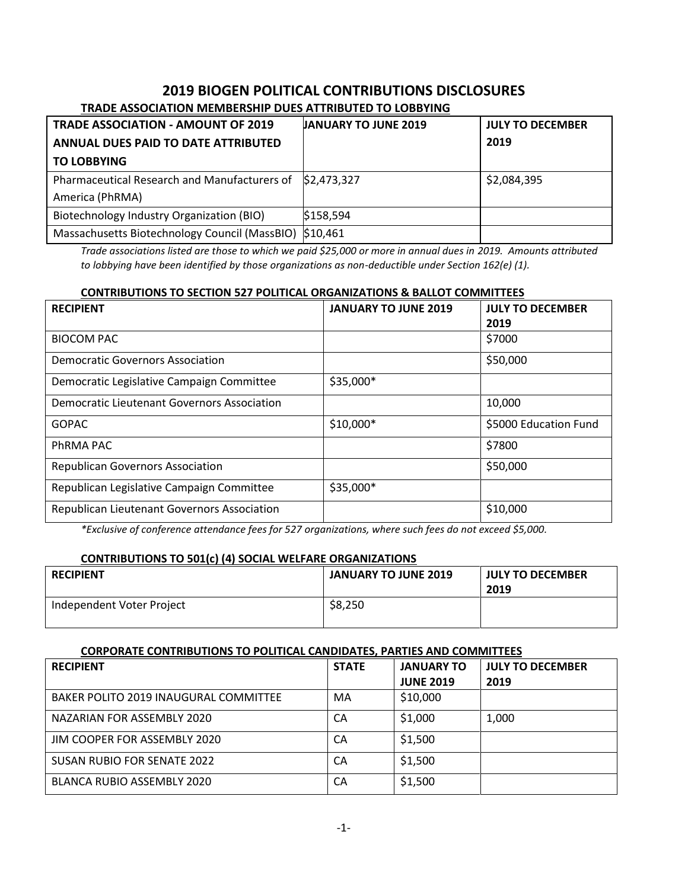# 2019 BIOGEN POLITICAL CONTRIBUTIONS DISCLOSURES

## TRADE ASSOCIATION MEMBERSHIP DUES ATTRIBUTED TO LOBBYING

| TRADE ASSOCIATION - AMOUNT OF 2019 ANNUAL DUES PAID TO DATE ATTRIBUTED TO LOBBYING | JANUARY TO JUNE 2019 | JULY TO DECEMBER 2019 |
|---|---|---|
| Pharmaceutical Research and Manufacturers of America (PhRMA) | $2,473,327 | $2,084,395 |
| Biotechnology Industry Organization (BIO) | $158,594 | |
| Massachusetts Biotechnology Council (MassBIO) | $10,461 | |

*Trade associations listed are those to which we paid $25,000 or more in annual dues in 2019. Amounts attributed to lobbying have been identified by those organizations as non-deductible under Section 162(e) (1).*

## CONTRIBUTIONS TO SECTION 527 POLITICAL ORGANIZATIONS & BALLOT COMMITTEES

| RECIPIENT | JANUARY TO JUNE 2019 | JULY TO DECEMBER 2019 |
|---|---|---|
| BIOCOM PAC | | $7000 |
| Democratic Governors Association | | $50,000 |
| Democratic Legislative Campaign Committee | $35,000* | |
| Democratic Lieutenant Governors Association | | 10,000 |
| GOPAC | $10,000* | $5000 Education Fund |
| PhRMA PAC | | $7800 |
| Republican Governors Association | | $50,000 |
| Republican Legislative Campaign Committee | $35,000* | |
| Republican Lieutenant Governors Association | | $10,000 |

*\*Exclusive of conference attendance fees for 527 organizations, where such fees do not exceed $5,000.*

## CONTRIBUTIONS TO 501(c) (4) SOCIAL WELFARE ORGANIZATIONS

| RECIPIENT | JANUARY TO JUNE 2019 | JULY TO DECEMBER 2019 |
|---|---|---|
| Independent Voter Project | $8,250 | |

## CORPORATE CONTRIBUTIONS TO POLITICAL CANDIDATES, PARTIES AND COMMITTEES

| RECIPIENT | STATE | JANUARY TO JUNE 2019 | JULY TO DECEMBER 2019 |
|---|---|---|---|
| BAKER POLITO 2019 INAUGURAL COMMITTEE | MA | $10,000 | |
| NAZARIAN FOR ASSEMBLY 2020 | CA | $1,000 | 1,000 |
| JIM COOPER FOR ASSEMBLY 2020 | CA | $1,500 | |
| SUSAN RUBIO FOR SENATE 2022 | CA | $1,500 | |
| BLANCA RUBIO ASSEMBLY 2020 | CA | $1,500 | |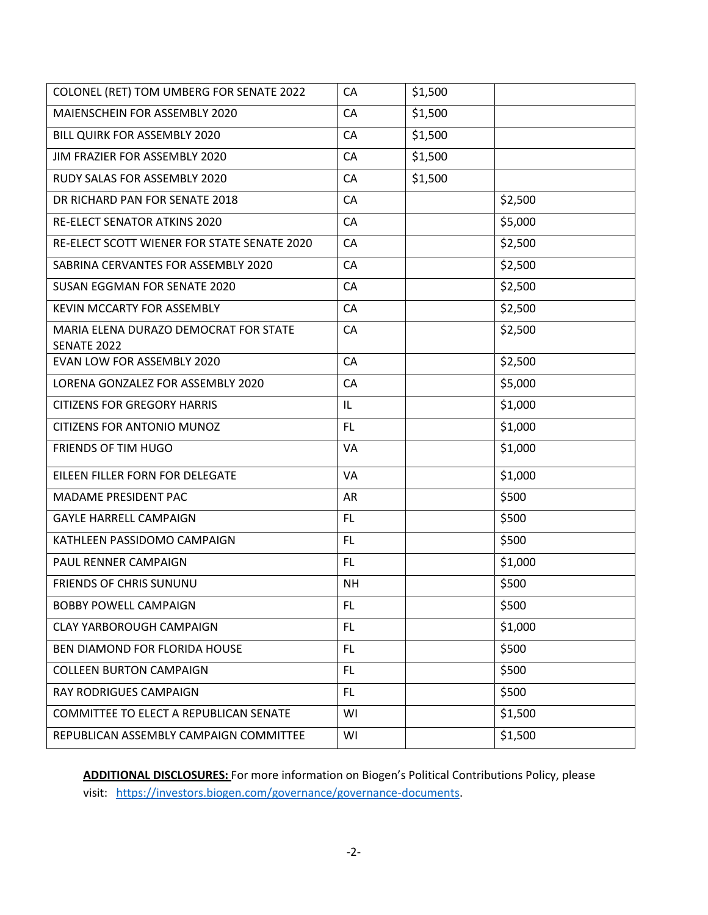| | | | |
|---|---|---|---|
| COLONEL (RET) TOM UMBERG FOR SENATE 2022 | CA | $1,500 | |
| MAIENSCHEIN FOR ASSEMBLY 2020 | CA | $1,500 | |
| BILL QUIRK FOR ASSEMBLY 2020 | CA | $1,500 | |
| JIM FRAZIER FOR ASSEMBLY 2020 | CA | $1,500 | |
| RUDY SALAS FOR ASSEMBLY 2020 | CA | $1,500 | |
| DR RICHARD PAN FOR SENATE 2018 | CA | | $2,500 |
| RE-ELECT SENATOR ATKINS 2020 | CA | | $5,000 |
| RE-ELECT SCOTT WIENER FOR STATE SENATE 2020 | CA | | $2,500 |
| SABRINA CERVANTES FOR ASSEMBLY 2020 | CA | | $2,500 |
| SUSAN EGGMAN FOR SENATE 2020 | CA | | $2,500 |
| KEVIN MCCARTY FOR ASSEMBLY | CA | | $2,500 |
| MARIA ELENA DURAZO DEMOCRAT FOR STATE SENATE 2022 | CA | | $2,500 |
| EVAN LOW FOR ASSEMBLY 2020 | CA | | $2,500 |
| LORENA GONZALEZ FOR ASSEMBLY 2020 | CA | | $5,000 |
| CITIZENS FOR GREGORY HARRIS | IL | | $1,000 |
| CITIZENS FOR ANTONIO MUNOZ | FL | | $1,000 |
| FRIENDS OF TIM HUGO | VA | | $1,000 |
| EILEEN FILLER FORN FOR DELEGATE | VA | | $1,000 |
| MADAME PRESIDENT PAC | AR | | $500 |
| GAYLE HARRELL CAMPAIGN | FL | | $500 |
| KATHLEEN PASSIDOMO CAMPAIGN | FL | | $500 |
| PAUL RENNER CAMPAIGN | FL | | $1,000 |
| FRIENDS OF CHRIS SUNUNU | NH | | $500 |
| BOBBY POWELL CAMPAIGN | FL | | $500 |
| CLAY YARBOROUGH CAMPAIGN | FL | | $1,000 |
| BEN DIAMOND FOR FLORIDA HOUSE | FL | | $500 |
| COLLEEN BURTON CAMPAIGN | FL | | $500 |
| RAY RODRIGUES CAMPAIGN | FL | | $500 |
| COMMITTEE TO ELECT A REPUBLICAN SENATE | WI | | $1,500 |
| REPUBLICAN ASSEMBLY CAMPAIGN COMMITTEE | WI | | $1,500 |

**ADDITIONAL DISCLOSURES:** For more information on Biogen's Political Contributions Policy, please visit: https://investors.biogen.com/governance/governance-documents.